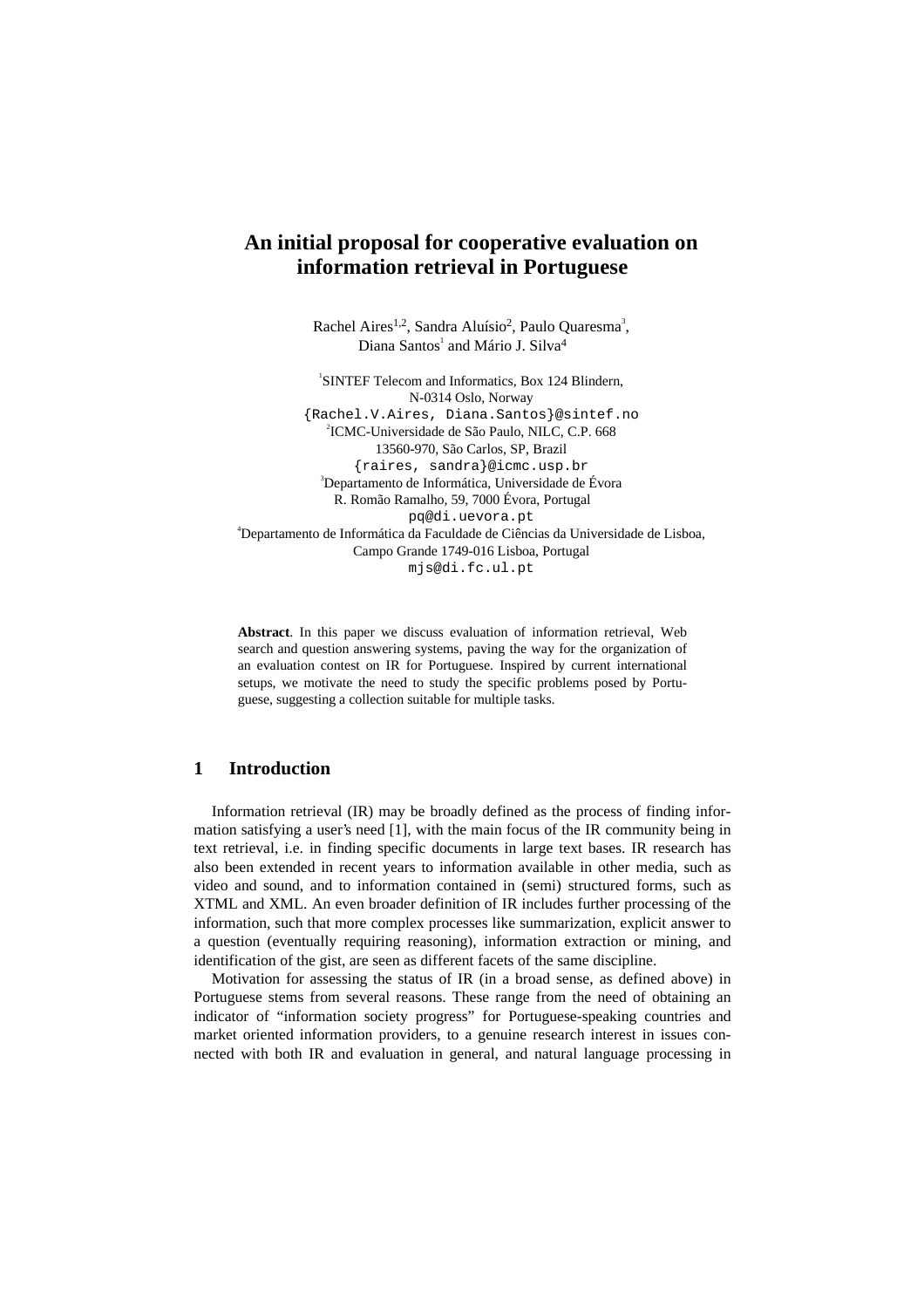# An initial proposal for cooperative evaluation on information retrieval in Portuguese

Rachel Aires[1,2], Sandra Aluísio[2], Paulo Quaresma[3], Diana Santos[1] and Mário J. Silva[4]

[1]SINTEF Telecom and Informatics, Box 124 Blindern, N-0314 Oslo, Norway
{Rachel.V.Aires, Diana.Santos}@sintef.no

[2]ICMC-Universidade de São Paulo, NILC, C.P. 668 13560-970, São Carlos, SP, Brazil
{raires, sandra}@icmc.usp.br

[3]Departamento de Informática, Universidade de Évora R. Romão Ramalho, 59, 7000 Évora, Portugal
pq@di.uevora.pt

[4]Departamento de Informática da Faculdade de Ciências da Universidade de Lisboa, Campo Grande 1749-016 Lisboa, Portugal
mjs@di.fc.ul.pt

**Abstract**. In this paper we discuss evaluation of information retrieval, Web search and question answering systems, paving the way for the organization of an evaluation contest on IR for Portuguese. Inspired by current international setups, we motivate the need to study the specific problems posed by Portuguese, suggesting a collection suitable for multiple tasks.

## 1 Introduction

Information retrieval (IR) may be broadly defined as the process of finding information satisfying a user's need [1], with the main focus of the IR community being in text retrieval, i.e. in finding specific documents in large text bases. IR research has also been extended in recent years to information available in other media, such as video and sound, and to information contained in (semi) structured forms, such as XTML and XML. An even broader definition of IR includes further processing of the information, such that more complex processes like summarization, explicit answer to a question (eventually requiring reasoning), information extraction or mining, and identification of the gist, are seen as different facets of the same discipline.

Motivation for assessing the status of IR (in a broad sense, as defined above) in Portuguese stems from several reasons. These range from the need of obtaining an indicator of "information society progress" for Portuguese-speaking countries and market oriented information providers, to a genuine research interest in issues connected with both IR and evaluation in general, and natural language processing in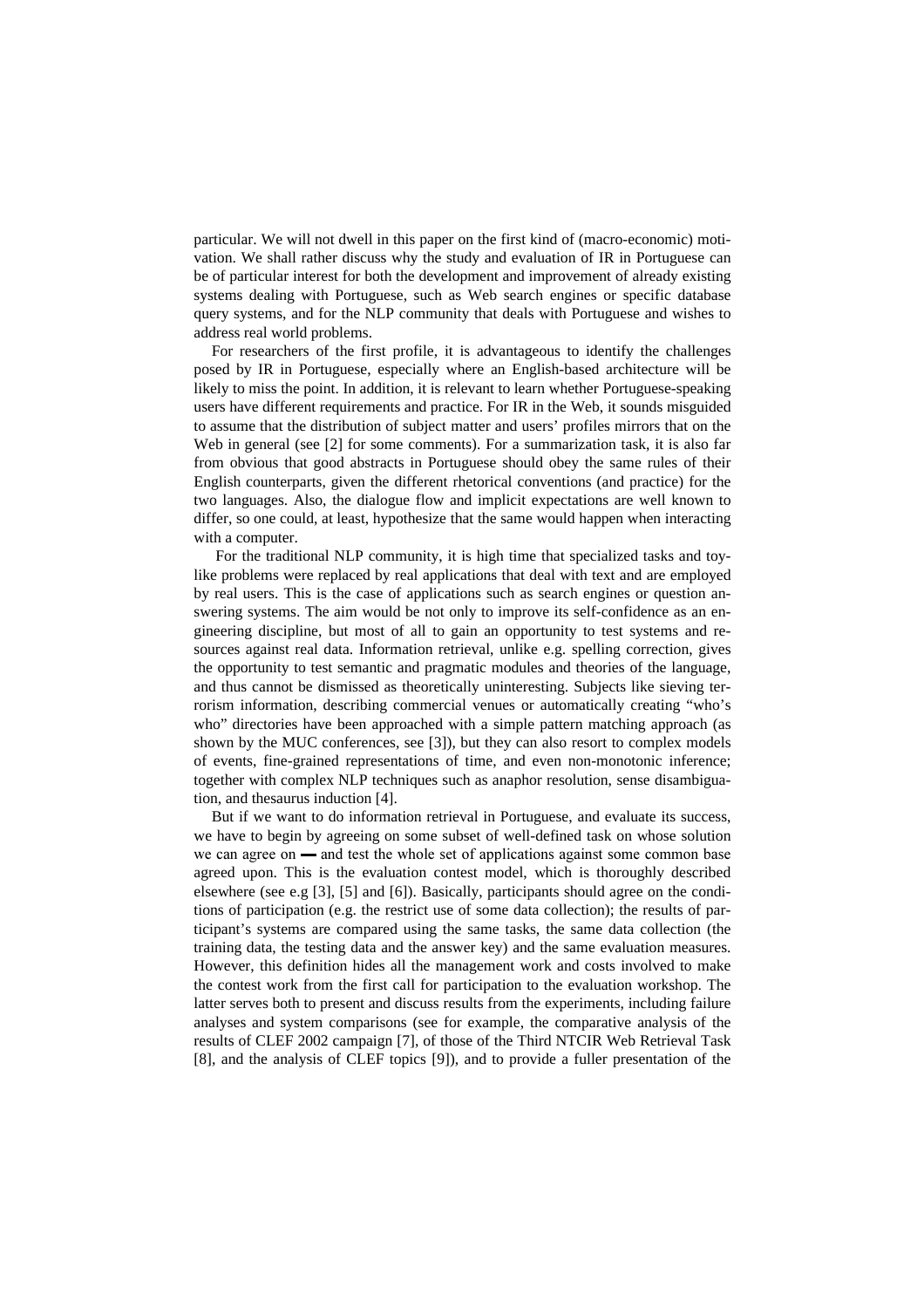particular. We will not dwell in this paper on the first kind of (macro-economic) motivation. We shall rather discuss why the study and evaluation of IR in Portuguese can be of particular interest for both the development and improvement of already existing systems dealing with Portuguese, such as Web search engines or specific database query systems, and for the NLP community that deals with Portuguese and wishes to address real world problems.

For researchers of the first profile, it is advantageous to identify the challenges posed by IR in Portuguese, especially where an English-based architecture will be likely to miss the point. In addition, it is relevant to learn whether Portuguese-speaking users have different requirements and practice. For IR in the Web, it sounds misguided to assume that the distribution of subject matter and users' profiles mirrors that on the Web in general (see [2] for some comments). For a summarization task, it is also far from obvious that good abstracts in Portuguese should obey the same rules of their English counterparts, given the different rhetorical conventions (and practice) for the two languages. Also, the dialogue flow and implicit expectations are well known to differ, so one could, at least, hypothesize that the same would happen when interacting with a computer.

For the traditional NLP community, it is high time that specialized tasks and toy-like problems were replaced by real applications that deal with text and are employed by real users. This is the case of applications such as search engines or question answering systems. The aim would be not only to improve its self-confidence as an engineering discipline, but most of all to gain an opportunity to test systems and resources against real data. Information retrieval, unlike e.g. spelling correction, gives the opportunity to test semantic and pragmatic modules and theories of the language, and thus cannot be dismissed as theoretically uninteresting. Subjects like sieving terrorism information, describing commercial venues or automatically creating "who's who" directories have been approached with a simple pattern matching approach (as shown by the MUC conferences, see [3]), but they can also resort to complex models of events, fine-grained representations of time, and even non-monotonic inference; together with complex NLP techniques such as anaphor resolution, sense disambiguation, and thesaurus induction [4].

But if we want to do information retrieval in Portuguese, and evaluate its success, we have to begin by agreeing on some subset of well-defined task on whose solution we can agree on — and test the whole set of applications against some common base agreed upon. This is the evaluation contest model, which is thoroughly described elsewhere (see e.g [3], [5] and [6]). Basically, participants should agree on the conditions of participation (e.g. the restrict use of some data collection); the results of participant's systems are compared using the same tasks, the same data collection (the training data, the testing data and the answer key) and the same evaluation measures. However, this definition hides all the management work and costs involved to make the contest work from the first call for participation to the evaluation workshop. The latter serves both to present and discuss results from the experiments, including failure analyses and system comparisons (see for example, the comparative analysis of the results of CLEF 2002 campaign [7], of those of the Third NTCIR Web Retrieval Task [8], and the analysis of CLEF topics [9]), and to provide a fuller presentation of the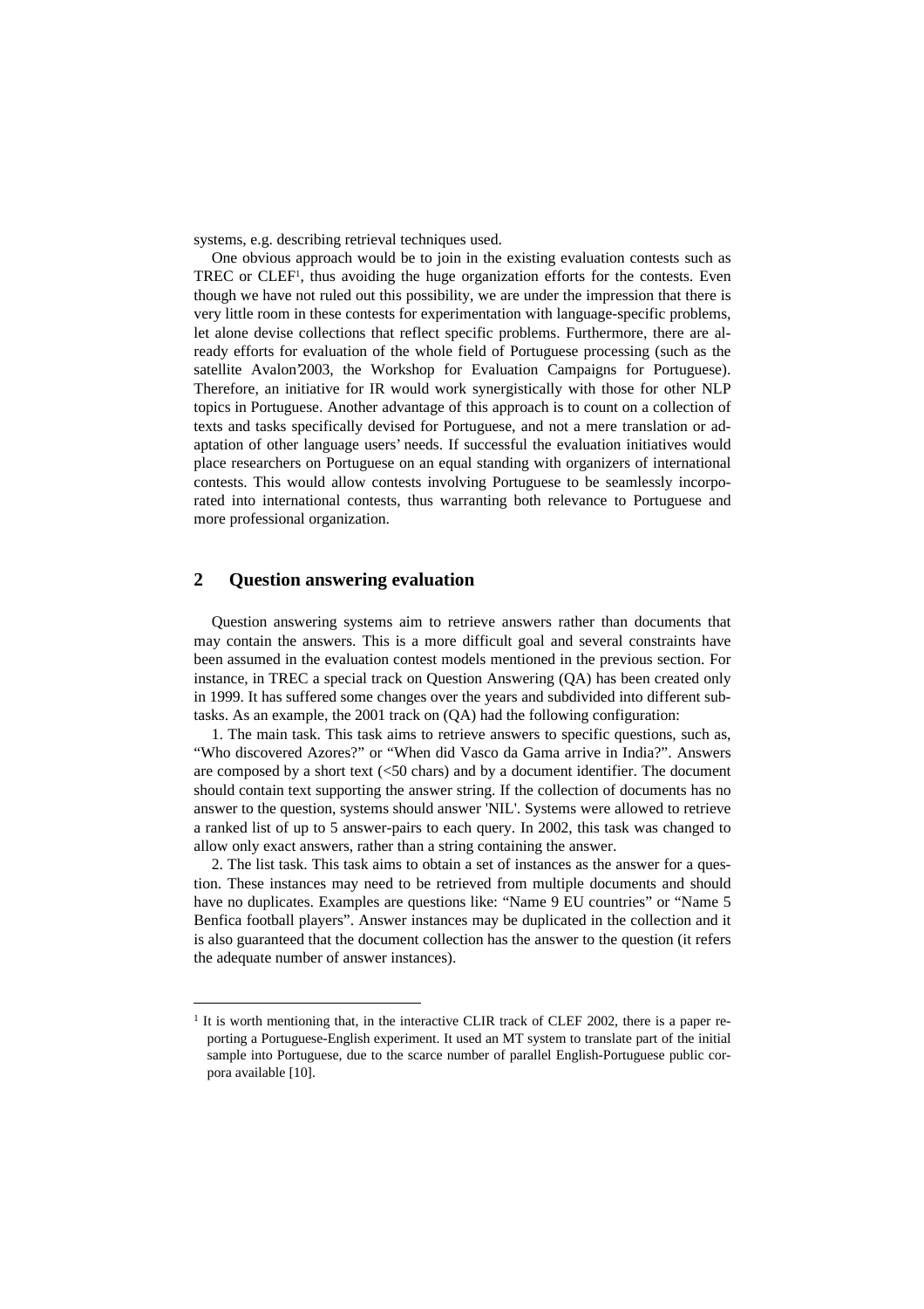systems, e.g. describing retrieval techniques used.

One obvious approach would be to join in the existing evaluation contests such as TREC or CLEF[1], thus avoiding the huge organization efforts for the contests. Even though we have not ruled out this possibility, we are under the impression that there is very little room in these contests for experimentation with language-specific problems, let alone devise collections that reflect specific problems. Furthermore, there are already efforts for evaluation of the whole field of Portuguese processing (such as the satellite Avalon'2003, the Workshop for Evaluation Campaigns for Portuguese). Therefore, an initiative for IR would work synergistically with those for other NLP topics in Portuguese. Another advantage of this approach is to count on a collection of texts and tasks specifically devised for Portuguese, and not a mere translation or adaptation of other language users' needs. If successful the evaluation initiatives would place researchers on Portuguese on an equal standing with organizers of international contests. This would allow contests involving Portuguese to be seamlessly incorporated into international contests, thus warranting both relevance to Portuguese and more professional organization.

## 2 Question answering evaluation

Question answering systems aim to retrieve answers rather than documents that may contain the answers. This is a more difficult goal and several constraints have been assumed in the evaluation contest models mentioned in the previous section. For instance, in TREC a special track on Question Answering (QA) has been created only in 1999. It has suffered some changes over the years and subdivided into different subtasks. As an example, the 2001 track on (QA) had the following configuration:

1. The main task. This task aims to retrieve answers to specific questions, such as, "Who discovered Azores?" or "When did Vasco da Gama arrive in India?". Answers are composed by a short text (<50 chars) and by a document identifier. The document should contain text supporting the answer string. If the collection of documents has no answer to the question, systems should answer 'NIL'. Systems were allowed to retrieve a ranked list of up to 5 answer-pairs to each query. In 2002, this task was changed to allow only exact answers, rather than a string containing the answer.

2. The list task. This task aims to obtain a set of instances as the answer for a question. These instances may need to be retrieved from multiple documents and should have no duplicates. Examples are questions like: "Name 9 EU countries" or "Name 5 Benfica football players". Answer instances may be duplicated in the collection and it is also guaranteed that the document collection has the answer to the question (it refers the adequate number of answer instances).

[1] It is worth mentioning that, in the interactive CLIR track of CLEF 2002, there is a paper reporting a Portuguese-English experiment. It used an MT system to translate part of the initial sample into Portuguese, due to the scarce number of parallel English-Portuguese public corpora available [10].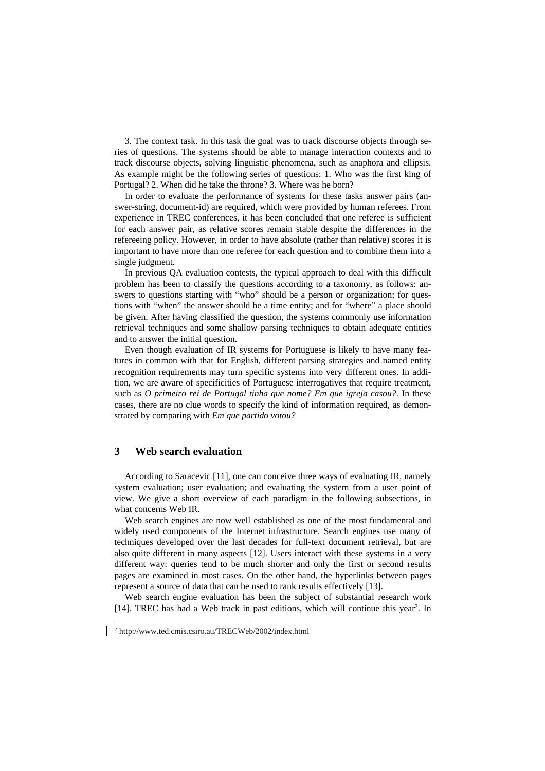3. The context task. In this task the goal was to track discourse objects through series of questions. The systems should be able to manage interaction contexts and to track discourse objects, solving linguistic phenomena, such as anaphora and ellipsis. As example might be the following series of questions: 1. Who was the first king of Portugal? 2. When did he take the throne? 3. Where was he born?

In order to evaluate the performance of systems for these tasks answer pairs (answer-string, document-id) are required, which were provided by human referees. From experience in TREC conferences, it has been concluded that one referee is sufficient for each answer pair, as relative scores remain stable despite the differences in the refereeing policy. However, in order to have absolute (rather than relative) scores it is important to have more than one referee for each question and to combine them into a single judgment.

In previous QA evaluation contests, the typical approach to deal with this difficult problem has been to classify the questions according to a taxonomy, as follows: answers to questions starting with "who" should be a person or organization; for questions with "when" the answer should be a time entity; and for "where" a place should be given. After having classified the question, the systems commonly use information retrieval techniques and some shallow parsing techniques to obtain adequate entities and to answer the initial question.

Even though evaluation of IR systems for Portuguese is likely to have many features in common with that for English, different parsing strategies and named entity recognition requirements may turn specific systems into very different ones. In addition, we are aware of specificities of Portuguese interrogatives that require treatment, such as *O primeiro rei de Portugal tinha que nome? Em que igreja casou?*. In these cases, there are no clue words to specify the kind of information required, as demonstrated by comparing with *Em que partido votou?*

## 3 Web search evaluation

According to Saracevic [11], one can conceive three ways of evaluating IR, namely system evaluation; user evaluation; and evaluating the system from a user point of view. We give a short overview of each paradigm in the following subsections, in what concerns Web IR.

Web search engines are now well established as one of the most fundamental and widely used components of the Internet infrastructure. Search engines use many of techniques developed over the last decades for full-text document retrieval, but are also quite different in many aspects [12]. Users interact with these systems in a very different way: queries tend to be much shorter and only the first or second results pages are examined in most cases. On the other hand, the hyperlinks between pages represent a source of data that can be used to rank results effectively [13].

Web search engine evaluation has been the subject of substantial research work [14]. TREC has had a Web track in past editions, which will continue this year[2]. In

[2] http://www.ted.cmis.csiro.au/TRECWeb/2002/index.html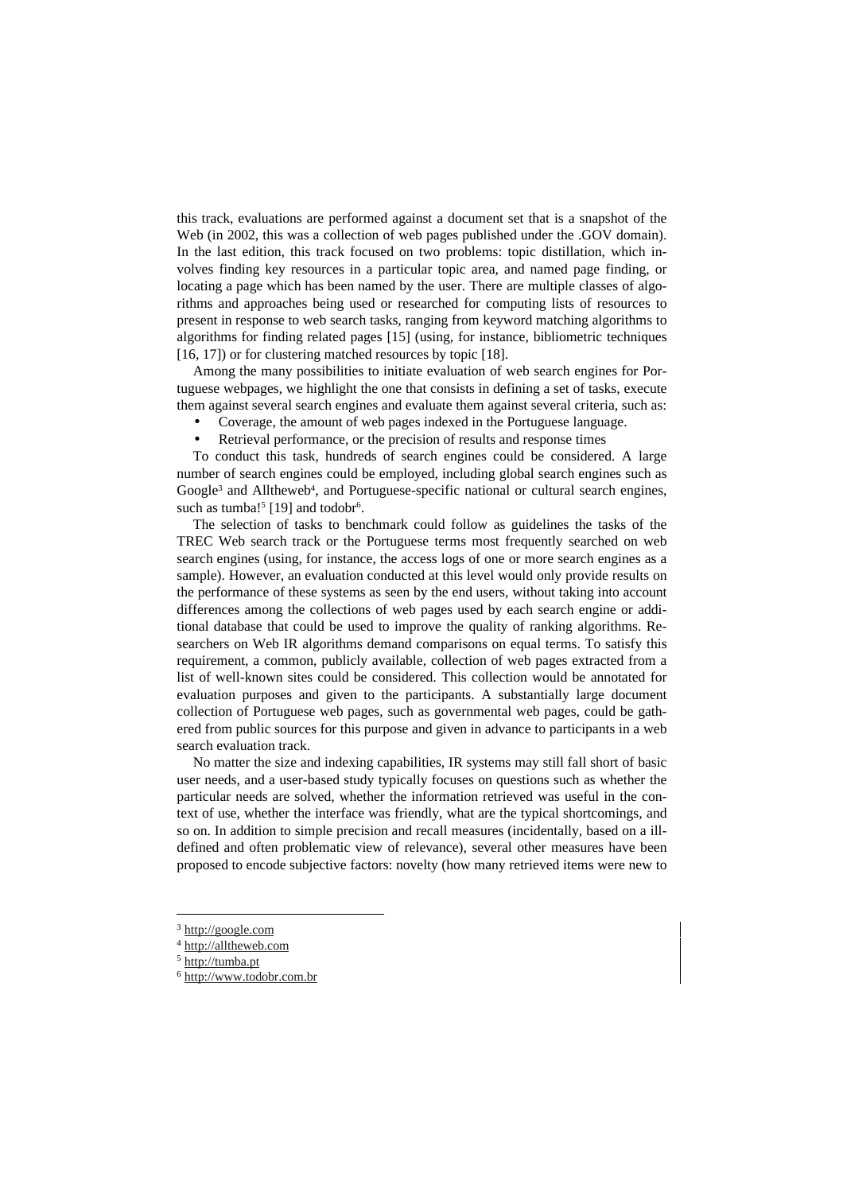this track, evaluations are performed against a document set that is a snapshot of the Web (in 2002, this was a collection of web pages published under the .GOV domain). In the last edition, this track focused on two problems: topic distillation, which involves finding key resources in a particular topic area, and named page finding, or locating a page which has been named by the user. There are multiple classes of algorithms and approaches being used or researched for computing lists of resources to present in response to web search tasks, ranging from keyword matching algorithms to algorithms for finding related pages [15] (using, for instance, bibliometric techniques [16, 17]) or for clustering matched resources by topic [18].

Among the many possibilities to initiate evaluation of web search engines for Portuguese webpages, we highlight the one that consists in defining a set of tasks, execute them against several search engines and evaluate them against several criteria, such as:

- Coverage, the amount of web pages indexed in the Portuguese language.
- Retrieval performance, or the precision of results and response times

To conduct this task, hundreds of search engines could be considered. A large number of search engines could be employed, including global search engines such as Google[3] and Alltheweb[4], and Portuguese-specific national or cultural search engines, such as tumba![5] [19] and todobr[6].

The selection of tasks to benchmark could follow as guidelines the tasks of the TREC Web search track or the Portuguese terms most frequently searched on web search engines (using, for instance, the access logs of one or more search engines as a sample). However, an evaluation conducted at this level would only provide results on the performance of these systems as seen by the end users, without taking into account differences among the collections of web pages used by each search engine or additional database that could be used to improve the quality of ranking algorithms. Researchers on Web IR algorithms demand comparisons on equal terms. To satisfy this requirement, a common, publicly available, collection of web pages extracted from a list of well-known sites could be considered. This collection would be annotated for evaluation purposes and given to the participants. A substantially large document collection of Portuguese web pages, such as governmental web pages, could be gathered from public sources for this purpose and given in advance to participants in a web search evaluation track.

No matter the size and indexing capabilities, IR systems may still fall short of basic user needs, and a user-based study typically focuses on questions such as whether the particular needs are solved, whether the information retrieved was useful in the context of use, whether the interface was friendly, what are the typical shortcomings, and so on. In addition to simple precision and recall measures (incidentally, based on a ill-defined and often problematic view of relevance), several other measures have been proposed to encode subjective factors: novelty (how many retrieved items were new to

[3] http://google.com
[4] http://alltheweb.com
[5] http://tumba.pt
[6] http://www.todobr.com.br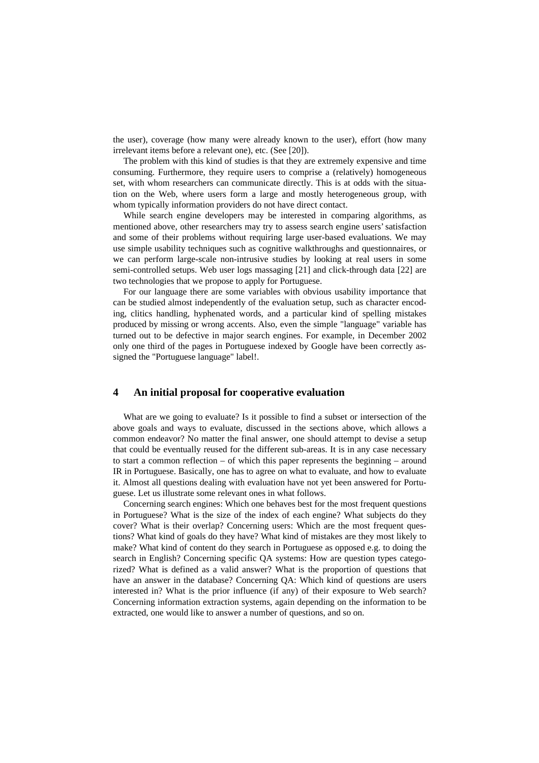the user), coverage (how many were already known to the user), effort (how many irrelevant items before a relevant one), etc. (See [20]).

The problem with this kind of studies is that they are extremely expensive and time consuming. Furthermore, they require users to comprise a (relatively) homogeneous set, with whom researchers can communicate directly. This is at odds with the situation on the Web, where users form a large and mostly heterogeneous group, with whom typically information providers do not have direct contact.

While search engine developers may be interested in comparing algorithms, as mentioned above, other researchers may try to assess search engine users' satisfaction and some of their problems without requiring large user-based evaluations. We may use simple usability techniques such as cognitive walkthroughs and questionnaires, or we can perform large-scale non-intrusive studies by looking at real users in some semi-controlled setups. Web user logs massaging [21] and click-through data [22] are two technologies that we propose to apply for Portuguese.

For our language there are some variables with obvious usability importance that can be studied almost independently of the evaluation setup, such as character encoding, clitics handling, hyphenated words, and a particular kind of spelling mistakes produced by missing or wrong accents. Also, even the simple "language" variable has turned out to be defective in major search engines. For example, in December 2002 only one third of the pages in Portuguese indexed by Google have been correctly assigned the "Portuguese language" label!.

## 4 An initial proposal for cooperative evaluation

What are we going to evaluate? Is it possible to find a subset or intersection of the above goals and ways to evaluate, discussed in the sections above, which allows a common endeavor? No matter the final answer, one should attempt to devise a setup that could be eventually reused for the different sub-areas. It is in any case necessary to start a common reflection – of which this paper represents the beginning – around IR in Portuguese. Basically, one has to agree on what to evaluate, and how to evaluate it. Almost all questions dealing with evaluation have not yet been answered for Portuguese. Let us illustrate some relevant ones in what follows.

Concerning search engines: Which one behaves best for the most frequent questions in Portuguese? What is the size of the index of each engine? What subjects do they cover? What is their overlap? Concerning users: Which are the most frequent questions? What kind of goals do they have? What kind of mistakes are they most likely to make? What kind of content do they search in Portuguese as opposed e.g. to doing the search in English? Concerning specific QA systems: How are question types categorized? What is defined as a valid answer? What is the proportion of questions that have an answer in the database? Concerning QA: Which kind of questions are users interested in? What is the prior influence (if any) of their exposure to Web search? Concerning information extraction systems, again depending on the information to be extracted, one would like to answer a number of questions, and so on.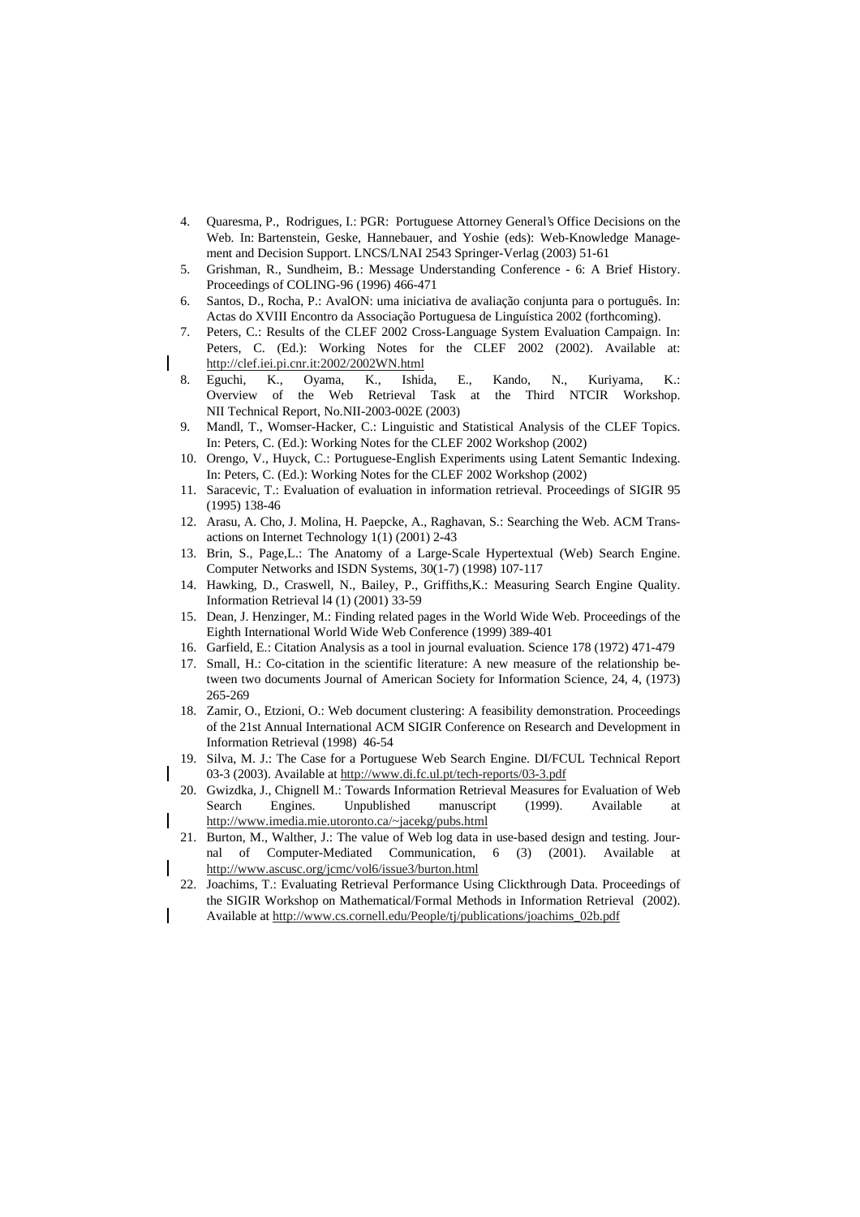4. Quaresma, P., Rodrigues, I.: PGR: Portuguese Attorney General's Office Decisions on the Web. In: Bartenstein, Geske, Hannebauer, and Yoshie (eds): Web-Knowledge Management and Decision Support. LNCS/LNAI 2543 Springer-Verlag (2003) 51-61
5. Grishman, R., Sundheim, B.: Message Understanding Conference - 6: A Brief History. Proceedings of COLING-96 (1996) 466-471
6. Santos, D., Rocha, P.: AvalON: uma iniciativa de avaliação conjunta para o português. In: Actas do XVIII Encontro da Associação Portuguesa de Linguística 2002 (forthcoming).
7. Peters, C.: Results of the CLEF 2002 Cross-Language System Evaluation Campaign. In: Peters, C. (Ed.): Working Notes for the CLEF 2002 (2002). Available at: http://clef.iei.pi.cnr.it:2002/2002WN.html
8. Eguchi, K., Oyama, K., Ishida, E., Kando, N., Kuriyama, K.: Overview of the Web Retrieval Task at the Third NTCIR Workshop. NII Technical Report, No.NII-2003-002E (2003)
9. Mandl, T., Womser-Hacker, C.: Linguistic and Statistical Analysis of the CLEF Topics. In: Peters, C. (Ed.): Working Notes for the CLEF 2002 Workshop (2002)
10. Orengo, V., Huyck, C.: Portuguese-English Experiments using Latent Semantic Indexing. In: Peters, C. (Ed.): Working Notes for the CLEF 2002 Workshop (2002)
11. Saracevic, T.: Evaluation of evaluation in information retrieval. Proceedings of SIGIR 95 (1995) 138-46
12. Arasu, A. Cho, J. Molina, H. Paepcke, A., Raghavan, S.: Searching the Web. ACM Transactions on Internet Technology 1(1) (2001) 2-43
13. Brin, S., Page,L.: The Anatomy of a Large-Scale Hypertextual (Web) Search Engine. Computer Networks and ISDN Systems, 30(1-7) (1998) 107-117
14. Hawking, D., Craswell, N., Bailey, P., Griffiths,K.: Measuring Search Engine Quality. Information Retrieval l4 (1) (2001) 33-59
15. Dean, J. Henzinger, M.: Finding related pages in the World Wide Web. Proceedings of the Eighth International World Wide Web Conference (1999) 389-401
16. Garfield, E.: Citation Analysis as a tool in journal evaluation. Science 178 (1972) 471-479
17. Small, H.: Co-citation in the scientific literature: A new measure of the relationship between two documents Journal of American Society for Information Science, 24, 4, (1973) 265-269
18. Zamir, O., Etzioni, O.: Web document clustering: A feasibility demonstration. Proceedings of the 21st Annual International ACM SIGIR Conference on Research and Development in Information Retrieval (1998) 46-54
19. Silva, M. J.: The Case for a Portuguese Web Search Engine. DI/FCUL Technical Report 03-3 (2003). Available at http://www.di.fc.ul.pt/tech-reports/03-3.pdf
20. Gwizdka, J., Chignell M.: Towards Information Retrieval Measures for Evaluation of Web Search Engines. Unpublished manuscript (1999). Available at http://www.imedia.mie.utoronto.ca/~jacekg/pubs.html
21. Burton, M., Walther, J.: The value of Web log data in use-based design and testing. Journal of Computer-Mediated Communication, 6 (3) (2001). Available at http://www.ascusc.org/jcmc/vol6/issue3/burton.html
22. Joachims, T.: Evaluating Retrieval Performance Using Clickthrough Data. Proceedings of the SIGIR Workshop on Mathematical/Formal Methods in Information Retrieval (2002). Available at http://www.cs.cornell.edu/People/tj/publications/joachims_02b.pdf